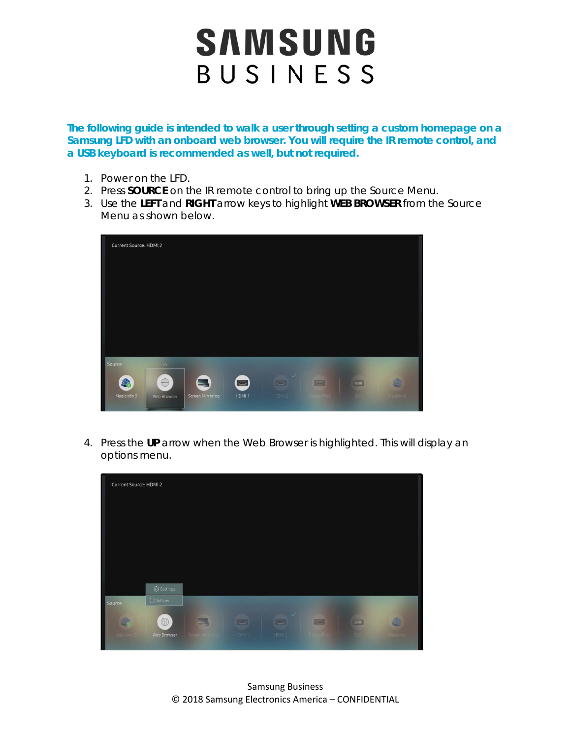# SAMSUNG
# BUSINESS

**The following guide is intended to walk a user through setting a custom homepage on a Samsung LFD with an onboard web browser. You will require the IR remote control, and a USB keyboard is recommended as well, but not required.**

1. Power on the LFD.
2. Press **SOURCE** on the IR remote control to bring up the Source Menu.
3. Use the **LEFT** and **RIGHT** arrow keys to highlight **WEB BROWSER** from the Source Menu as shown below.

4. Press the **UP** arrow when the Web Browser is highlighted. This will display an options menu.

Samsung Business
© 2018 Samsung Electronics America – CONFIDENTIAL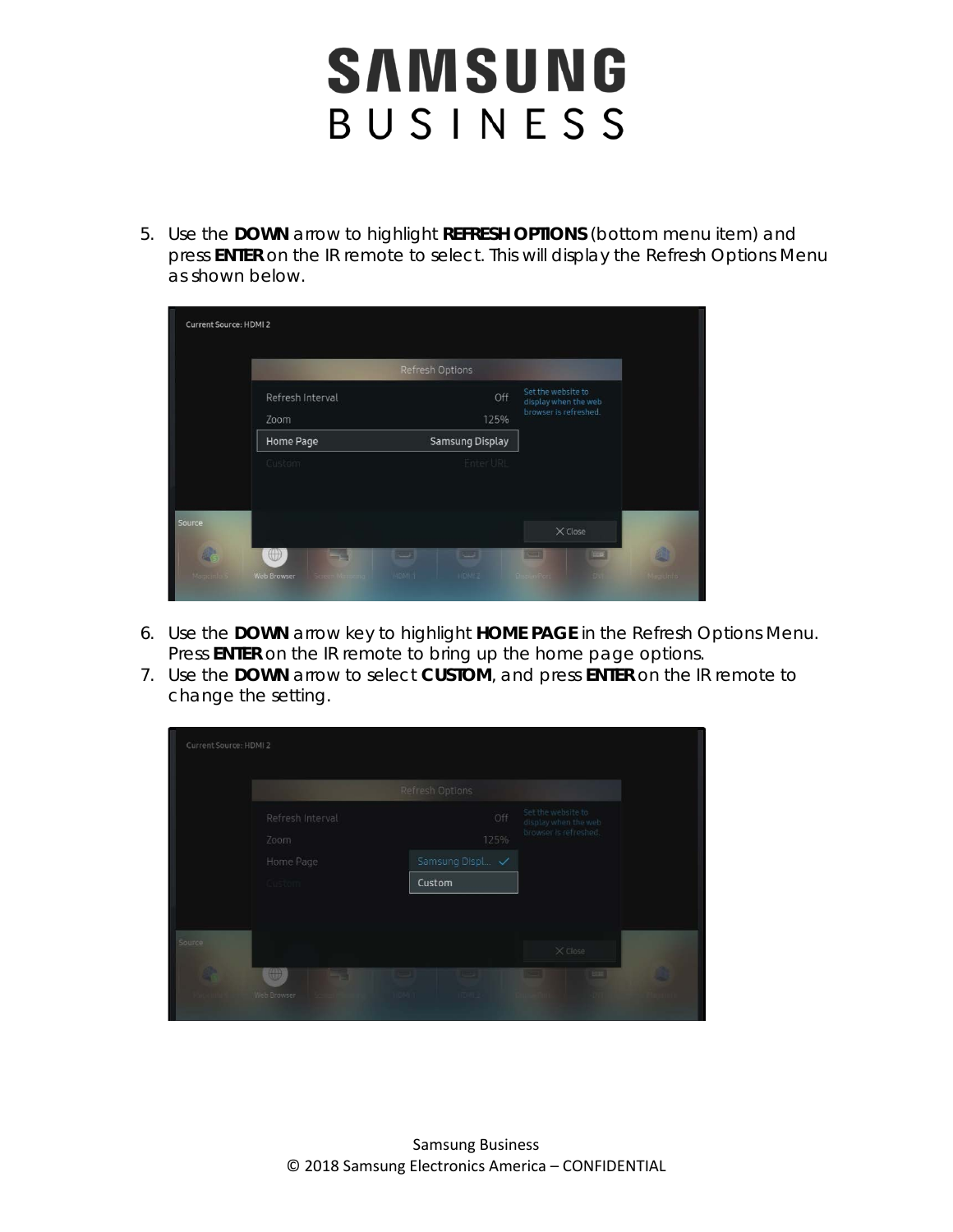5. Use the **DOWN** arrow to highlight **REFRESH OPTIONS** (bottom menu item) and press **ENTER** on the IR remote to select. This will display the Refresh Options Menu as shown below.

6. Use the **DOWN** arrow key to highlight **HOME PAGE** in the Refresh Options Menu. Press **ENTER** on the IR remote to bring up the home page options.
7. Use the **DOWN** arrow to select **CUSTOM**, and press **ENTER** on the IR remote to change the setting.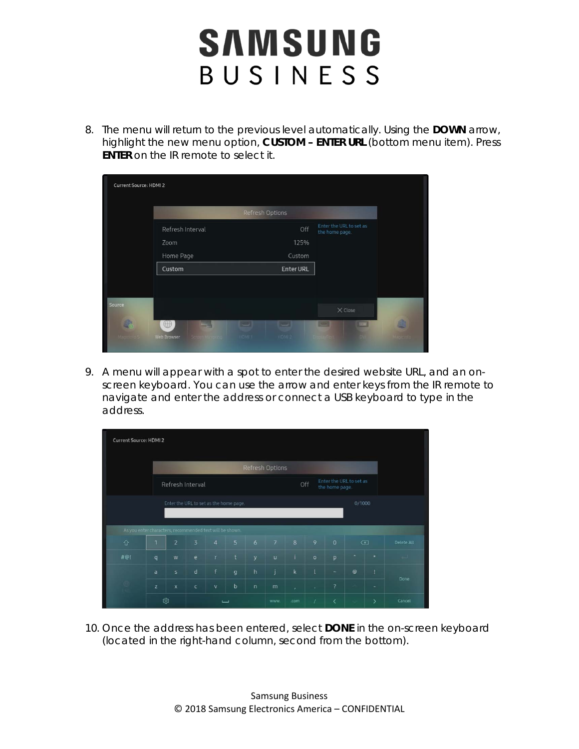8. The menu will return to the previous level automatically. Using the **DOWN** arrow, highlight the new menu option, **CUSTOM – ENTER URL** (bottom menu item). Press **ENTER** on the IR remote to select it.

9. A menu will appear with a spot to enter the desired website URL, and an on-screen keyboard. You can use the arrow and enter keys from the IR remote to navigate and enter the address or connect a USB keyboard to type in the address.

10. Once the address has been entered, select **DONE** in the on-screen keyboard (located in the right-hand column, second from the bottom).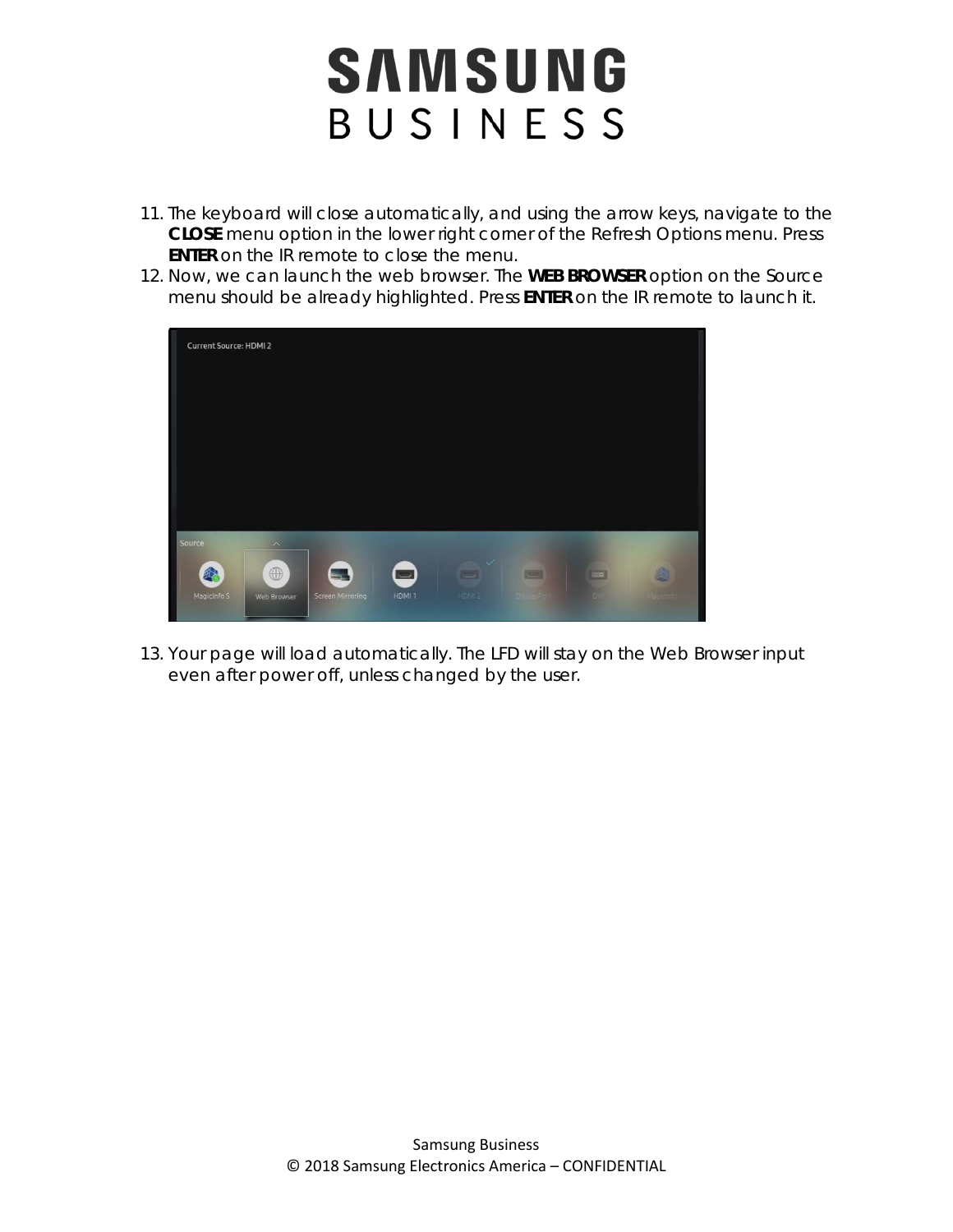11. The keyboard will close automatically, and using the arrow keys, navigate to the **CLOSE** menu option in the lower right corner of the Refresh Options menu. Press **ENTER** on the IR remote to close the menu.
12. Now, we can launch the web browser. The **WEB BROWSER** option on the Source menu should be already highlighted. Press **ENTER** on the IR remote to launch it.
13. Your page will load automatically. The LFD will stay on the Web Browser input even after power off, unless changed by the user.